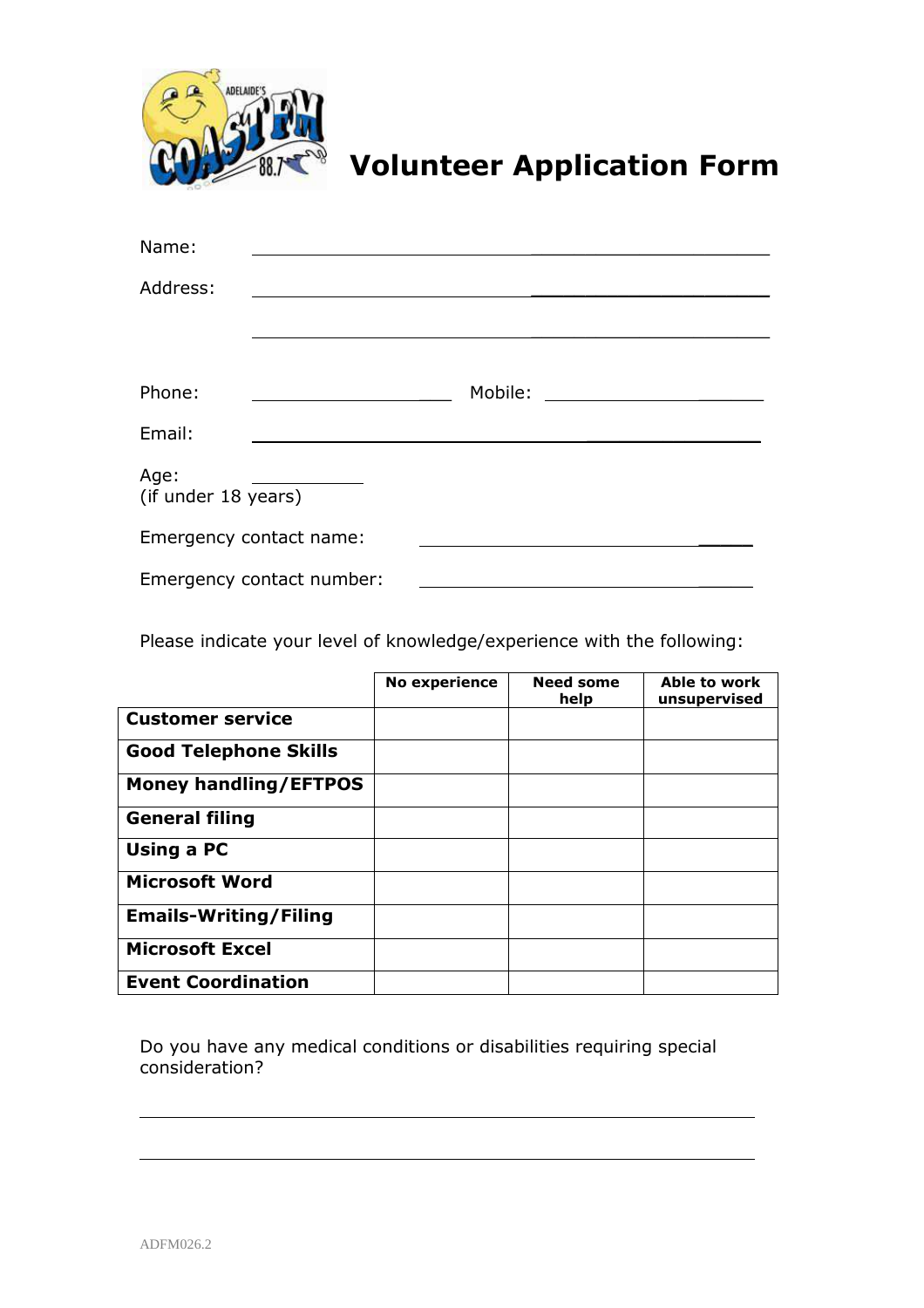# Volunteer Application Form

Name: ______________________________________________

Address: ______________________________________________

______________________________________________

Phone: ____________________ Mobile: ____________________

Email: ______________________________________________

Age: __________
(if under 18 years)

Emergency contact name: ______________________________

Emergency contact number: ______________________________

Please indicate your level of knowledge/experience with the following:

| | No experience | Need some help | Able to work unsupervised |
|---|---|---|---|
| **Customer service** | | | |
| **Good Telephone Skills** | | | |
| **Money handling/EFTPOS** | | | |
| **General filing** | | | |
| **Using a PC** | | | |
| **Microsoft Word** | | | |
| **Emails-Writing/Filing** | | | |
| **Microsoft Excel** | | | |
| **Event Coordination** | | | |

Do you have any medical conditions or disabilities requiring special consideration?

______________________________________________

______________________________________________

ADFM026.2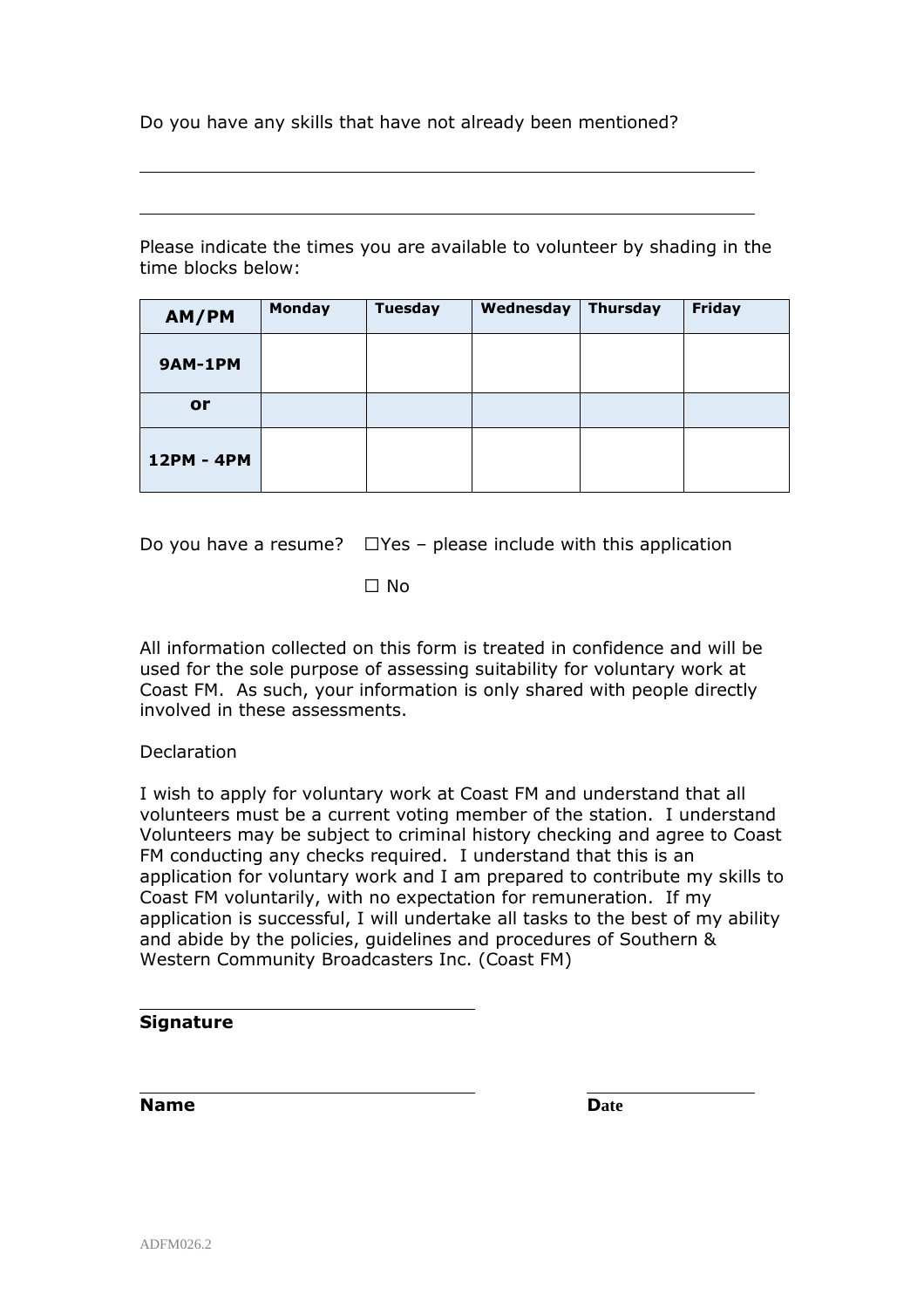Do you have any skills that have not already been mentioned?

\_\_\_\_\_\_\_\_\_\_\_\_\_\_\_\_\_\_\_\_\_\_\_\_\_\_\_\_\_\_\_\_\_\_\_\_\_\_\_\_\_\_\_\_\_\_\_\_\_\_\_\_\_\_\_\_

\_\_\_\_\_\_\_\_\_\_\_\_\_\_\_\_\_\_\_\_\_\_\_\_\_\_\_\_\_\_\_\_\_\_\_\_\_\_\_\_\_\_\_\_\_\_\_\_\_\_\_\_\_\_\_\_

Please indicate the times you are available to volunteer by shading in the time blocks below:

| AM/PM | Monday | Tuesday | Wednesday | Thursday | Friday |
|---|---|---|---|---|---|
| **9AM-1PM** | | | | | |
| **or** | | | | | |
| **12PM - 4PM** | | | | | |

Do you have a resume? ☐Yes – please include with this application

☐ No

All information collected on this form is treated in confidence and will be used for the sole purpose of assessing suitability for voluntary work at Coast FM. As such, your information is only shared with people directly involved in these assessments.

Declaration

I wish to apply for voluntary work at Coast FM and understand that all volunteers must be a current voting member of the station. I understand Volunteers may be subject to criminal history checking and agree to Coast FM conducting any checks required. I understand that this is an application for voluntary work and I am prepared to contribute my skills to Coast FM voluntarily, with no expectation for remuneration. If my application is successful, I will undertake all tasks to the best of my ability and abide by the policies, guidelines and procedures of Southern & Western Community Broadcasters Inc. (Coast FM)

\_\_\_\_\_\_\_\_\_\_\_\_\_\_\_\_\_\_\_\_\_\_\_\_\_\_\_\_\_\_\_\_

**Signature**

\_\_\_\_\_\_\_\_\_\_\_\_\_\_\_\_\_\_\_\_\_\_\_\_\_\_\_\_\_\_\_\_ \_\_\_\_\_\_\_\_\_\_\_\_\_\_\_\_

**Name** **Date**

ADFM026.2